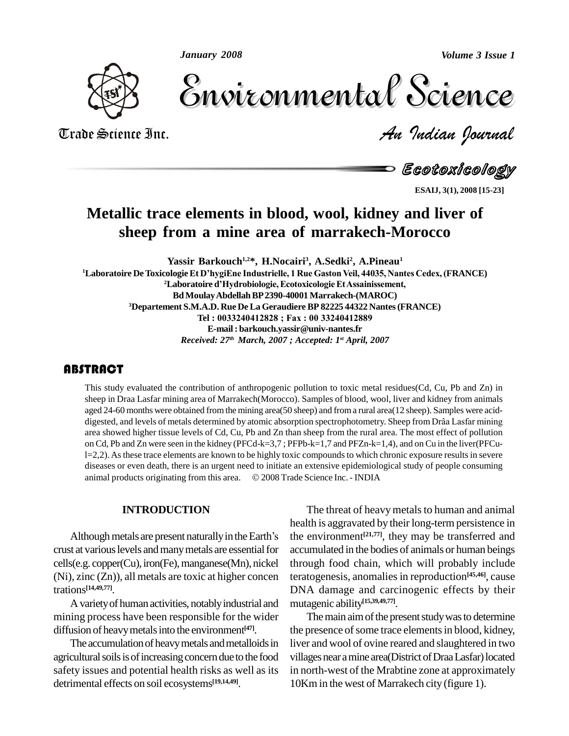# Metallic trace elements in blood, wool, kidney and liver of sheep from a mine area of marrakech-Morocco

**Yassir Barkouch[1,2]*, H.Nocairi[3], A.Sedki[2], A.Pineau[1]**

[1]Laboratoire De Toxicologie Et D'hygiEne Industrielle, 1 Rue Gaston Veil, 44035, Nantes Cedex, (FRANCE)

[2]Laboratoire d'Hydrobiologie, Ecotoxicologie Et Assainissement, Bd Moulay Abdellah BP 2390-40001 Marrakech-(MAROC)

[3]Departement S.M.A.D. Rue De La Geraudiere BP 82225 44322 Nantes (FRANCE)

Tel : 0033240412828 ; Fax : 00 33240412889

E-mail : barkouch.yassir@univ-nantes.fr

*Received: 27th March, 2007 ; Accepted: 1st April, 2007*

## ABSTRACT

This study evaluated the contribution of anthropogenic pollution to toxic metal residues(Cd, Cu, Pb and Zn) in sheep in Draa Lasfar mining area of Marrakech(Morocco). Samples of blood, wool, liver and kidney from animals aged 24-60 months were obtained from the mining area(50 sheep) and from a rural area(12 sheep). Samples were acid-digested, and levels of metals determined by atomic absorption spectrophotometry. Sheep from Drâa Lasfar mining area showed higher tissue levels of Cd, Cu, Pb and Zn than sheep from the rural area. The most effect of pollution on Cd, Pb and Zn were seen in the kidney (PFCd-k=3,7 ; PFPb-k=1,7 and PFZn-k=1,4), and on Cu in the liver(PFCu-l=2,2). As these trace elements are known to be highly toxic compounds to which chronic exposure results in severe diseases or even death, there is an urgent need to initiate an extensive epidemiological study of people consuming animal products originating from this area. © 2008 Trade Science Inc. - INDIA

## INTRODUCTION

Although metals are present naturally in the Earth's crust at various levels and many metals are essential for cells(e.g. copper(Cu), iron(Fe), manganese(Mn), nickel (Ni), zinc (Zn)), all metals are toxic at higher concentrations[14,49,77].

A variety of human activities, notably industrial and mining process have been responsible for the wider diffusion of heavy metals into the environment[47].

The accumulation of heavy metals and metalloids in agricultural soils is of increasing concern due to the food safety issues and potential health risks as well as its detrimental effects on soil ecosystems[19,14,49].

The threat of heavy metals to human and animal health is aggravated by their long-term persistence in the environment[21,77], they may be transferred and accumulated in the bodies of animals or human beings through food chain, which will probably include teratogenesis, anomalies in reproduction[45,46], cause DNA damage and carcinogenic effects by their mutagenic ability[15,39,49,77].

The main aim of the present study was to determine the presence of some trace elements in blood, kidney, liver and wool of ovine reared and slaughtered in two villages near a mine area(District of Draa Lasfar) located in north-west of the Mrabtine zone at approximately 10Km in the west of Marrakech city (figure 1).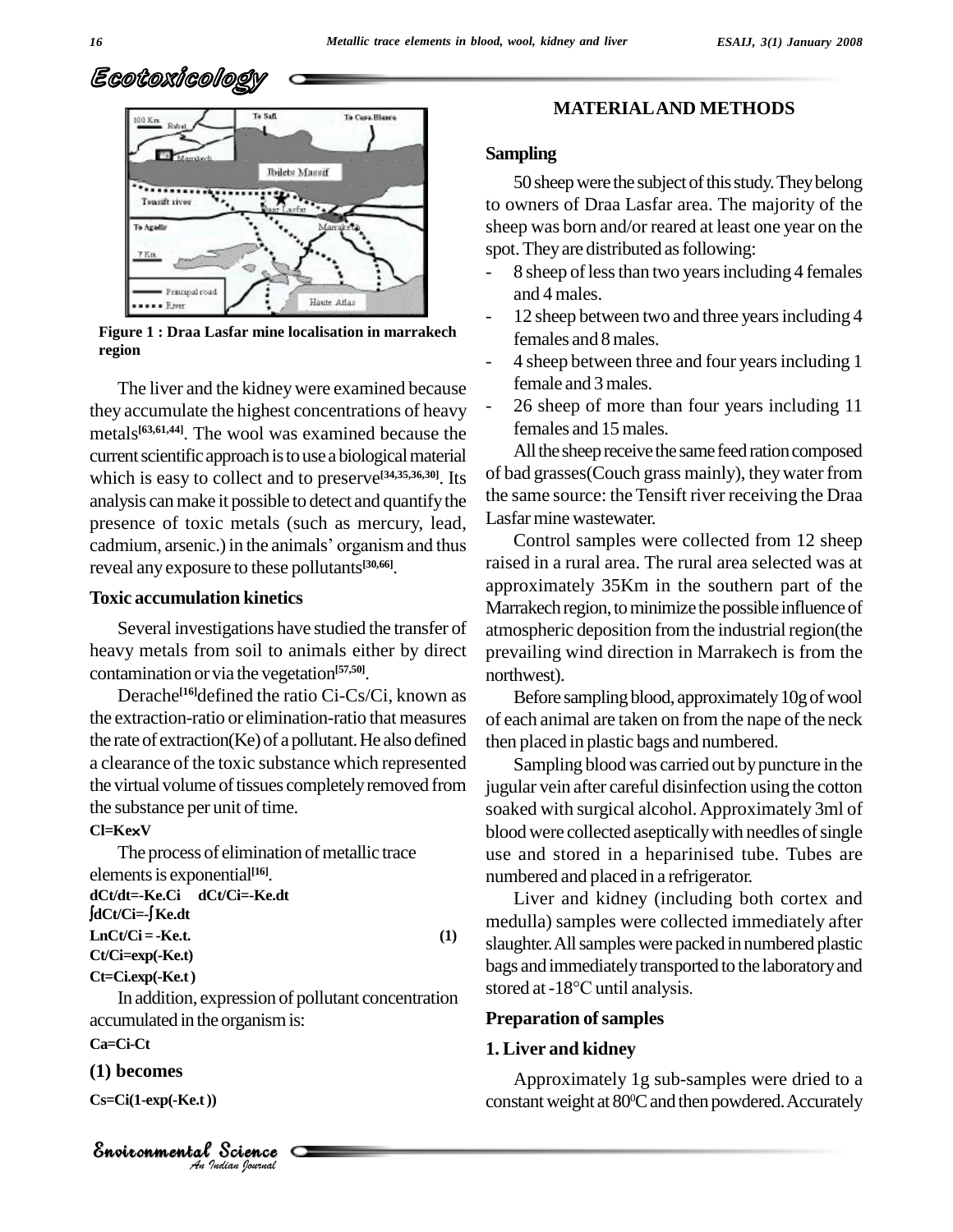Figure 1 : Draa Lasfar mine localisation in marrakech region

The liver and the kidney were examined because they accumulate the highest concentrations of heavy metals[63,61,44]. The wool was examined because the current scientific approach is to use a biological material which is easy to collect and to preserve[34,35,36,30]. Its analysis can make it possible to detect and quantify the presence of toxic metals (such as mercury, lead, cadmium, arsenic.) in the animals' organism and thus reveal any exposure to these pollutants[30,66].

### Toxic accumulation kinetics

Several investigations have studied the transfer of heavy metals from soil to animals either by direct contamination or via the vegetation[57,50].

Derache[16] defined the ratio Ci-Cs/Ci, known as the extraction-ratio or elimination-ratio that measures the rate of extraction(Ke) of a pollutant. He also defined a clearance of the toxic substance which represented the virtual volume of tissues completely removed from the substance per unit of time.

$$Cl = Ke \times V$$

The process of elimination of metallic trace elements is exponential[16].

$$dCt/dt = -Ke.Ci \quad dCt/Ci = -Ke.dt$$

$$\int dCt/Ci = -\int Ke.dt$$

$$LnCt/Ci = -Ke.t. \qquad (1)$$

$$Ct/Ci = \exp(-Ke.t)$$

$$Ct = Ci.\exp(-Ke.t)$$

In addition, expression of pollutant concentration accumulated in the organism is:

$$Ca = Ci - Ct$$

**(1) becomes**

$$Cs = Ci(1 - \exp(-Ke.t))$$

## MATERIAL AND METHODS

### Sampling

50 sheep were the subject of this study. They belong to owners of Draa Lasfar area. The majority of the sheep was born and/or reared at least one year on the spot. They are distributed as following:

- 8 sheep of less than two years including 4 females and 4 males.
- 12 sheep between two and three years including 4 females and 8 males.
- 4 sheep between three and four years including 1 female and 3 males.
- 26 sheep of more than four years including 11 females and 15 males.

All the sheep receive the same feed ration composed of bad grasses(Couch grass mainly), they water from the same source: the Tensift river receiving the Draa Lasfar mine wastewater.

Control samples were collected from 12 sheep raised in a rural area. The rural area selected was at approximately 35Km in the southern part of the Marrakech region, to minimize the possible influence of atmospheric deposition from the industrial region(the prevailing wind direction in Marrakech is from the northwest).

Before sampling blood, approximately 10g of wool of each animal are taken on from the nape of the neck then placed in plastic bags and numbered.

Sampling blood was carried out by puncture in the jugular vein after careful disinfection using the cotton soaked with surgical alcohol. Approximately 3ml of blood were collected aseptically with needles of single use and stored in a heparinised tube. Tubes are numbered and placed in a refrigerator.

Liver and kidney (including both cortex and medulla) samples were collected immediately after slaughter. All samples were packed in numbered plastic bags and immediately transported to the laboratory and stored at -18°C until analysis.

### Preparation of samples

### 1. Liver and kidney

Approximately 1g sub-samples were dried to a constant weight at 80°C and then powdered. Accurately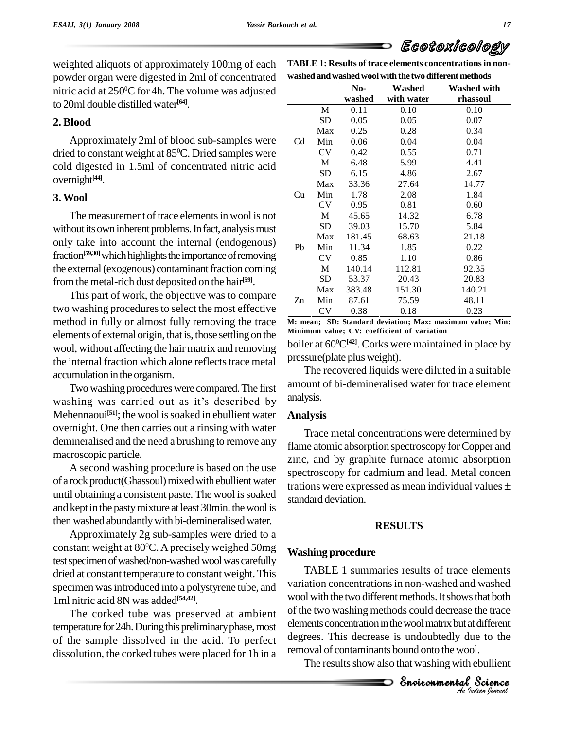weighted aliquots of approximately 100mg of each powder organ were digested in 2ml of concentrated nitric acid at $250^0$C for 4h. The volume was adjusted to 20ml double distilled water[64].

## 2. Blood

Approximately 2ml of blood sub-samples were dried to constant weight at $85^0$C. Dried samples were cold digested in 1.5ml of concentrated nitric acid overnight[44].

## 3. Wool

The measurement of trace elements in wool is not without its own inherent problems. In fact, analysis must only take into account the internal (endogenous) fraction[59,30] which highlights the importance of removing the external (exogenous) contaminant fraction coming from the metal-rich dust deposited on the hair[59].

This part of work, the objective was to compare two washing procedures to select the most effective method in fully or almost fully removing the trace elements of external origin, that is, those settling on the wool, without affecting the hair matrix and removing the internal fraction which alone reflects trace metal accumulation in the organism.

Two washing procedures were compared. The first washing was carried out as it's described by Mehennaoui[51]; the wool is soaked in ebullient water overnight. One then carries out a rinsing with water demineralised and the need a brushing to remove any macroscopic particle.

A second washing procedure is based on the use of a rock product(Ghassoul) mixed with ebullient water until obtaining a consistent paste. The wool is soaked and kept in the pasty mixture at least 30min. the wool is then washed abundantly with bi-demineralised water.

Approximately 2g sub-samples were dried to a constant weight at $80^0$C. A precisely weighed 50mg test specimen of washed/non-washed wool was carefully dried at constant temperature to constant weight. This specimen was introduced into a polystyrene tube, and 1ml nitric acid 8N was added[54,42].

The corked tube was preserved at ambient temperature for 24h. During this preliminary phase, most of the sample dissolved in the acid. To perfect dissolution, the corked tubes were placed for 1h in a boiler at $60^0$C[42]. Corks were maintained in place by pressure(plate plus weight).

The recovered liquids were diluted in a suitable amount of bi-demineralised water for trace element analysis.

**TABLE 1: Results of trace elements concentrations in non-washed and washed wool with the two different methods**

| | | No-washed | Washed with water | Washed with rhassoul |
|---|---|---|---|---|
| Cd | M | 0.11 | 0.10 | 0.10 |
| | SD | 0.05 | 0.05 | 0.07 |
| | Max | 0.25 | 0.28 | 0.34 |
| | Min | 0.06 | 0.04 | 0.04 |
| | CV | 0.42 | 0.55 | 0.71 |
| Cu | M | 6.48 | 5.99 | 4.41 |
| | SD | 6.15 | 4.86 | 2.67 |
| | Max | 33.36 | 27.64 | 14.77 |
| | Min | 1.78 | 2.08 | 1.84 |
| | CV | 0.95 | 0.81 | 0.60 |
| Pb | M | 45.65 | 14.32 | 6.78 |
| | SD | 39.03 | 15.70 | 5.84 |
| | Max | 181.45 | 68.63 | 21.18 |
| | Min | 11.34 | 1.85 | 0.22 |
| | CV | 0.85 | 1.10 | 0.86 |
| Zn | M | 140.14 | 112.81 | 92.35 |
| | SD | 53.37 | 20.43 | 20.83 |
| | Max | 383.48 | 151.30 | 140.21 |
| | Min | 87.61 | 75.59 | 48.11 |
| | CV | 0.38 | 0.18 | 0.23 |

M: mean; SD: Standard deviation; Max: maximum value; Min: Minimum value; CV: coefficient of variation

## Analysis

Trace metal concentrations were determined by flame atomic absorption spectroscopy for Copper and zinc, and by graphite furnace atomic absorption spectroscopy for cadmium and lead. Metal concentrations were expressed as mean individual values ± standard deviation.

# RESULTS

## Washing procedure

TABLE 1 summaries results of trace elements variation concentrations in non-washed and washed wool with the two different methods. It shows that both of the two washing methods could decrease the trace elements concentration in the wool matrix but at different degrees. This decrease is undoubtedly due to the removal of contaminants bound onto the wool.

The results show also that washing with ebullient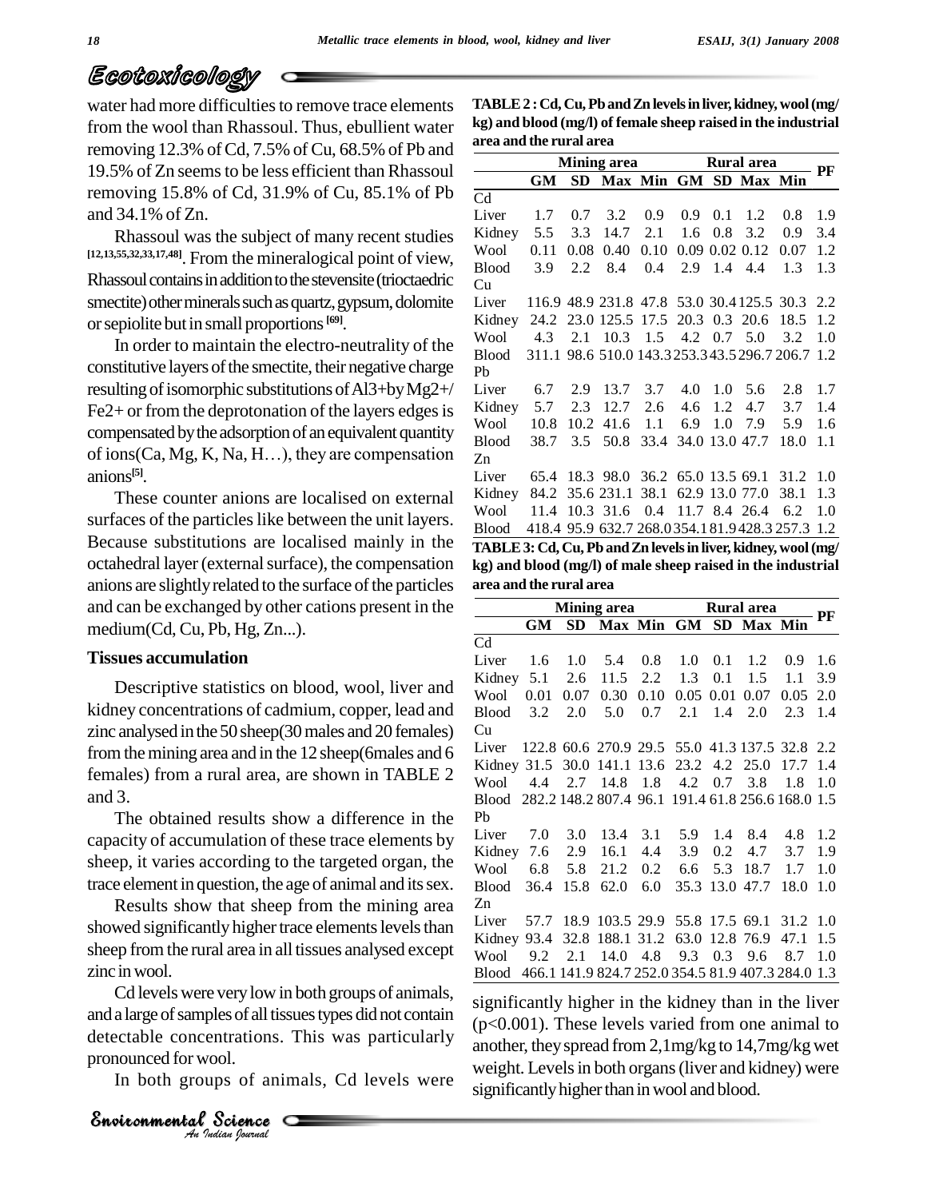water had more difficulties to remove trace elements from the wool than Rhassoul. Thus, ebullient water removing 12.3% of Cd, 7.5% of Cu, 68.5% of Pb and 19.5% of Zn seems to be less efficient than Rhassoul removing 15.8% of Cd, 31.9% of Cu, 85.1% of Pb and 34.1% of Zn.

Rhassoul was the subject of many recent studies [12,13,55,32,33,17,48]. From the mineralogical point of view, Rhassoul contains in addition to the stevensite (trioctaedric smectite) other minerals such as quartz, gypsum, dolomite or sepiolite but in small proportions [69].

In order to maintain the electro-neutrality of the constitutive layers of the smectite, their negative charge resulting of isomorphic substitutions of $Al^{3+}$ by $Mg^{2+}$/$Fe^{2+}$ or from the deprotonation of the layers edges is compensated by the adsorption of an equivalent quantity of ions(Ca, Mg, K, Na, H…), they are compensation anions[5].

These counter anions are localised on external surfaces of the particles like between the unit layers. Because substitutions are localised mainly in the octahedral layer (external surface), the compensation anions are slightly related to the surface of the particles and can be exchanged by other cations present in the medium(Cd, Cu, Pb, Hg, Zn...).

### Tissues accumulation

Descriptive statistics on blood, wool, liver and kidney concentrations of cadmium, copper, lead and zinc analysed in the 50 sheep(30 males and 20 females) from the mining area and in the 12 sheep(6males and 6 females) from a rural area, are shown in TABLE 2 and 3.

The obtained results show a difference in the capacity of accumulation of these trace elements by sheep, it varies according to the targeted organ, the trace element in question, the age of animal and its sex.

Results show that sheep from the mining area showed significantly higher trace elements levels than sheep from the rural area in all tissues analysed except zinc in wool.

Cd levels were very low in both groups of animals, and a large of samples of all tissues types did not contain detectable concentrations. This was particularly pronounced for wool.

In both groups of animals, Cd levels were significantly higher in the kidney than in the liver ($p<0.001$). These levels varied from one animal to another, they spread from 2,1mg/kg to 14,7mg/kg wet weight. Levels in both organs (liver and kidney) were significantly higher than in wool and blood.

**TABLE 2 : Cd, Cu, Pb and Zn levels in liver, kidney, wool (mg/kg) and blood (mg/l) of female sheep raised in the industrial area and the rural area**

| | Mining area | | | | Rural area | | | | PF |
|---|---|---|---|---|---|---|---|---|---|
| | GM | SD | Max | Min | GM | SD | Max | Min | |
| Cd | | | | | | | | | |
| Liver | 1.7 | 0.7 | 3.2 | 0.9 | 0.9 | 0.1 | 1.2 | 0.8 | 1.9 |
| Kidney | 5.5 | 3.3 | 14.7 | 2.1 | 1.6 | 0.8 | 3.2 | 0.9 | 3.4 |
| Wool | 0.11 | 0.08 | 0.40 | 0.10 | 0.09 | 0.02 | 0.12 | 0.07 | 1.2 |
| Blood | 3.9 | 2.2 | 8.4 | 0.4 | 2.9 | 1.4 | 4.4 | 1.3 | 1.3 |
| Cu | | | | | | | | | |
| Liver | 116.9 | 48.9 | 231.8 | 47.8 | 53.0 | 30.4 | 125.5 | 30.3 | 2.2 |
| Kidney | 24.2 | 23.0 | 125.5 | 17.5 | 20.3 | 0.3 | 20.6 | 18.5 | 1.2 |
| Wool | 4.3 | 2.1 | 10.3 | 1.5 | 4.2 | 0.7 | 5.0 | 3.2 | 1.0 |
| Blood | 311.1 | 98.6 | 510.0 | 143.3 | 253.3 | 43.5 | 296.7 | 206.7 | 1.2 |
| Pb | | | | | | | | | |
| Liver | 6.7 | 2.9 | 13.7 | 3.7 | 4.0 | 1.0 | 5.6 | 2.8 | 1.7 |
| Kidney | 5.7 | 2.3 | 12.7 | 2.6 | 4.6 | 1.2 | 4.7 | 3.7 | 1.4 |
| Wool | 10.8 | 10.2 | 41.6 | 1.1 | 6.9 | 1.0 | 7.9 | 5.9 | 1.6 |
| Blood | 38.7 | 3.5 | 50.8 | 33.4 | 34.0 | 13.0 | 47.7 | 18.0 | 1.1 |
| Zn | | | | | | | | | |
| Liver | 65.4 | 18.3 | 98.0 | 36.2 | 65.0 | 13.5 | 69.1 | 31.2 | 1.0 |
| Kidney | 84.2 | 35.6 | 231.1 | 38.1 | 62.9 | 13.0 | 77.0 | 38.1 | 1.3 |
| Wool | 11.4 | 10.3 | 31.6 | 0.4 | 11.7 | 8.4 | 26.4 | 6.2 | 1.0 |
| Blood | 418.4 | 95.9 | 632.7 | 268.0 | 354.1 | 81.9 | 428.3 | 257.3 | 1.2 |

**TABLE 3: Cd, Cu, Pb and Zn levels in liver, kidney, wool (mg/kg) and blood (mg/l) of male sheep raised in the industrial area and the rural area**

| | Mining area | | | | Rural area | | | | PF |
|---|---|---|---|---|---|---|---|---|---|
| | GM | SD | Max | Min | GM | SD | Max | Min | |
| Cd | | | | | | | | | |
| Liver | 1.6 | 1.0 | 5.4 | 0.8 | 1.0 | 0.1 | 1.2 | 0.9 | 1.6 |
| Kidney | 5.1 | 2.6 | 11.5 | 2.2 | 1.3 | 0.1 | 1.5 | 1.1 | 3.9 |
| Wool | 0.01 | 0.07 | 0.30 | 0.10 | 0.05 | 0.01 | 0.07 | 0.05 | 2.0 |
| Blood | 3.2 | 2.0 | 5.0 | 0.7 | 2.1 | 1.4 | 2.0 | 2.3 | 1.4 |
| Cu | | | | | | | | | |
| Liver | 122.8 | 60.6 | 270.9 | 29.5 | 55.0 | 41.3 | 137.5 | 32.8 | 2.2 |
| Kidney | 31.5 | 30.0 | 141.1 | 13.6 | 23.2 | 4.2 | 25.0 | 17.7 | 1.4 |
| Wool | 4.4 | 2.7 | 14.8 | 1.8 | 4.2 | 0.7 | 3.8 | 1.8 | 1.0 |
| Blood | 282.2 | 148.2 | 807.4 | 96.1 | 191.4 | 61.8 | 256.6 | 168.0 | 1.5 |
| Pb | | | | | | | | | |
| Liver | 7.0 | 3.0 | 13.4 | 3.1 | 5.9 | 1.4 | 8.4 | 4.8 | 1.2 |
| Kidney | 7.6 | 2.9 | 16.1 | 4.4 | 3.9 | 0.2 | 4.7 | 3.7 | 1.9 |
| Wool | 6.8 | 5.8 | 21.2 | 0.2 | 6.6 | 5.3 | 18.7 | 1.7 | 1.0 |
| Blood | 36.4 | 15.8 | 62.0 | 6.0 | 35.3 | 13.0 | 47.7 | 18.0 | 1.0 |
| Zn | | | | | | | | | |
| Liver | 57.7 | 18.9 | 103.5 | 29.9 | 55.8 | 17.5 | 69.1 | 31.2 | 1.0 |
| Kidney | 93.4 | 32.8 | 188.1 | 31.2 | 63.0 | 12.8 | 76.9 | 47.1 | 1.5 |
| Wool | 9.2 | 2.1 | 14.0 | 4.8 | 9.3 | 0.3 | 9.6 | 8.7 | 1.0 |
| Blood | 466.1 | 141.9 | 824.7 | 252.0 | 354.5 | 81.9 | 407.3 | 284.0 | 1.3 |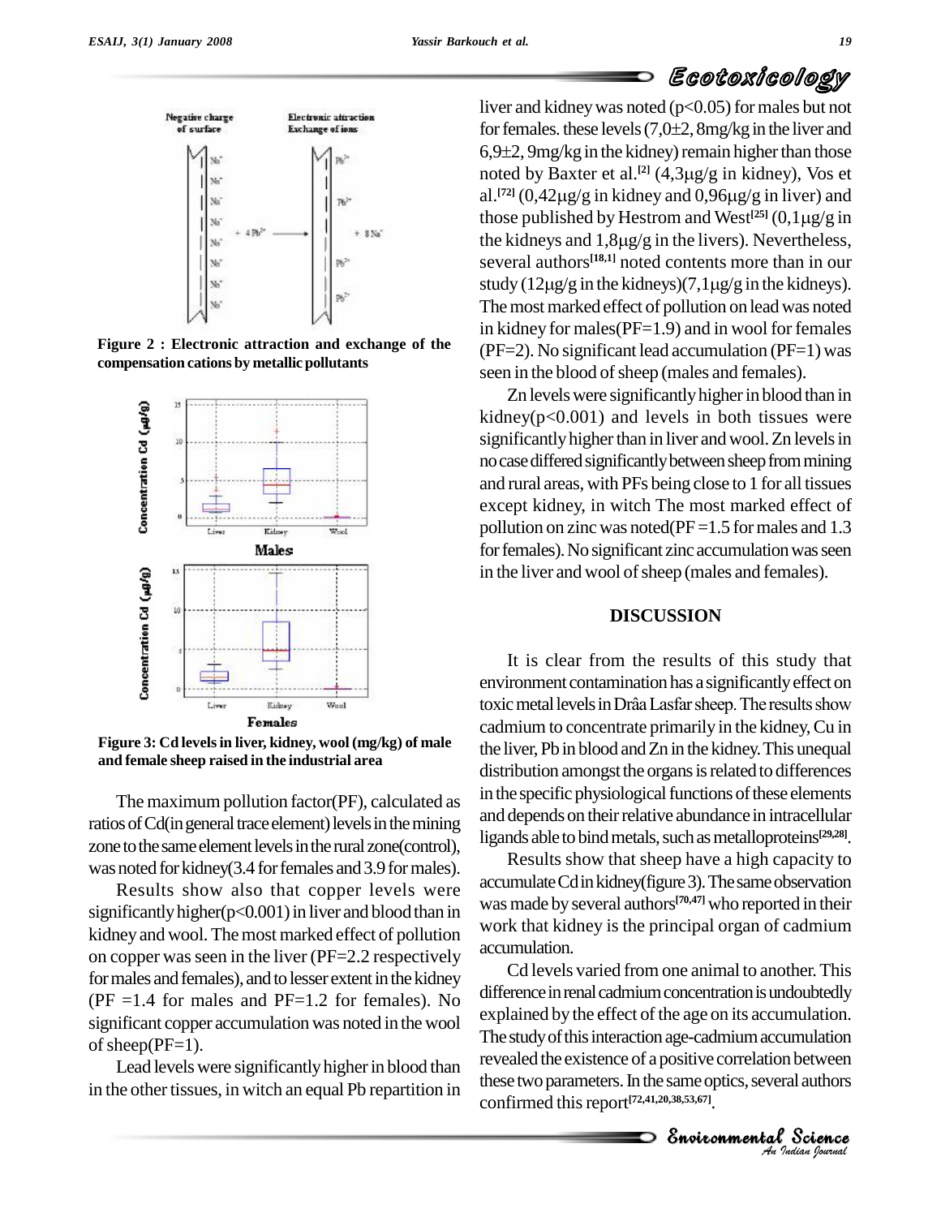Figure 2 : Electronic attraction and exchange of the compensation cations by metallic pollutants

Figure 3: Cd levels in liver, kidney, wool (mg/kg) of male and female sheep raised in the industrial area

The maximum pollution factor(PF), calculated as ratios of Cd(in general trace element) levels in the mining zone to the same element levels in the rural zone(control), was noted for kidney(3.4 for females and 3.9 for males).

Results show also that copper levels were significantly higher($p<0.001$) in liver and blood than in kidney and wool. The most marked effect of pollution on copper was seen in the liver (PF=2.2 respectively for males and females), and to lesser extent in the kidney (PF =1.4 for males and PF=1.2 for females). No significant copper accumulation was noted in the wool of sheep(PF=1).

Lead levels were significantly higher in blood than in the other tissues, in witch an equal Pb repartition in liver and kidney was noted ($p<0.05$) for males but not for females. these levels (7,0±2, 8mg/kg in the liver and 6,9±2, 9mg/kg in the kidney) remain higher than those noted by Baxter et al.[2] (4,3μg/g in kidney), Vos et al.[72] (0,42μg/g in kidney and 0,96μg/g in liver) and those published by Hestrom and West[25] (0,1μg/g in the kidneys and 1,8μg/g in the livers). Nevertheless, several authors[18,1] noted contents more than in our study (12μg/g in the kidneys)(7,1μg/g in the kidneys). The most marked effect of pollution on lead was noted in kidney for males(PF=1.9) and in wool for females (PF=2). No significant lead accumulation (PF=1) was seen in the blood of sheep (males and females).

Zn levels were significantly higher in blood than in kidney($p<0.001$) and levels in both tissues were significantly higher than in liver and wool. Zn levels in no case differed significantly between sheep from mining and rural areas, with PFs being close to 1 for all tissues except kidney, in witch The most marked effect of pollution on zinc was noted(PF =1.5 for males and 1.3 for females). No significant zinc accumulation was seen in the liver and wool of sheep (males and females).

## DISCUSSION

It is clear from the results of this study that environment contamination has a significantly effect on toxic metal levels in Drâa Lasfar sheep. The results show cadmium to concentrate primarily in the kidney, Cu in the liver, Pb in blood and Zn in the kidney. This unequal distribution amongst the organs is related to differences in the specific physiological functions of these elements and depends on their relative abundance in intracellular ligands able to bind metals, such as metalloproteins[29,28].

Results show that sheep have a high capacity to accumulate Cd in kidney(figure 3). The same observation was made by several authors[70,47] who reported in their work that kidney is the principal organ of cadmium accumulation.

Cd levels varied from one animal to another. This difference in renal cadmium concentration is undoubtedly explained by the effect of the age on its accumulation. The study of this interaction age-cadmium accumulation revealed the existence of a positive correlation between these two parameters. In the same optics, several authors confirmed this report[72,41,20,38,53,67].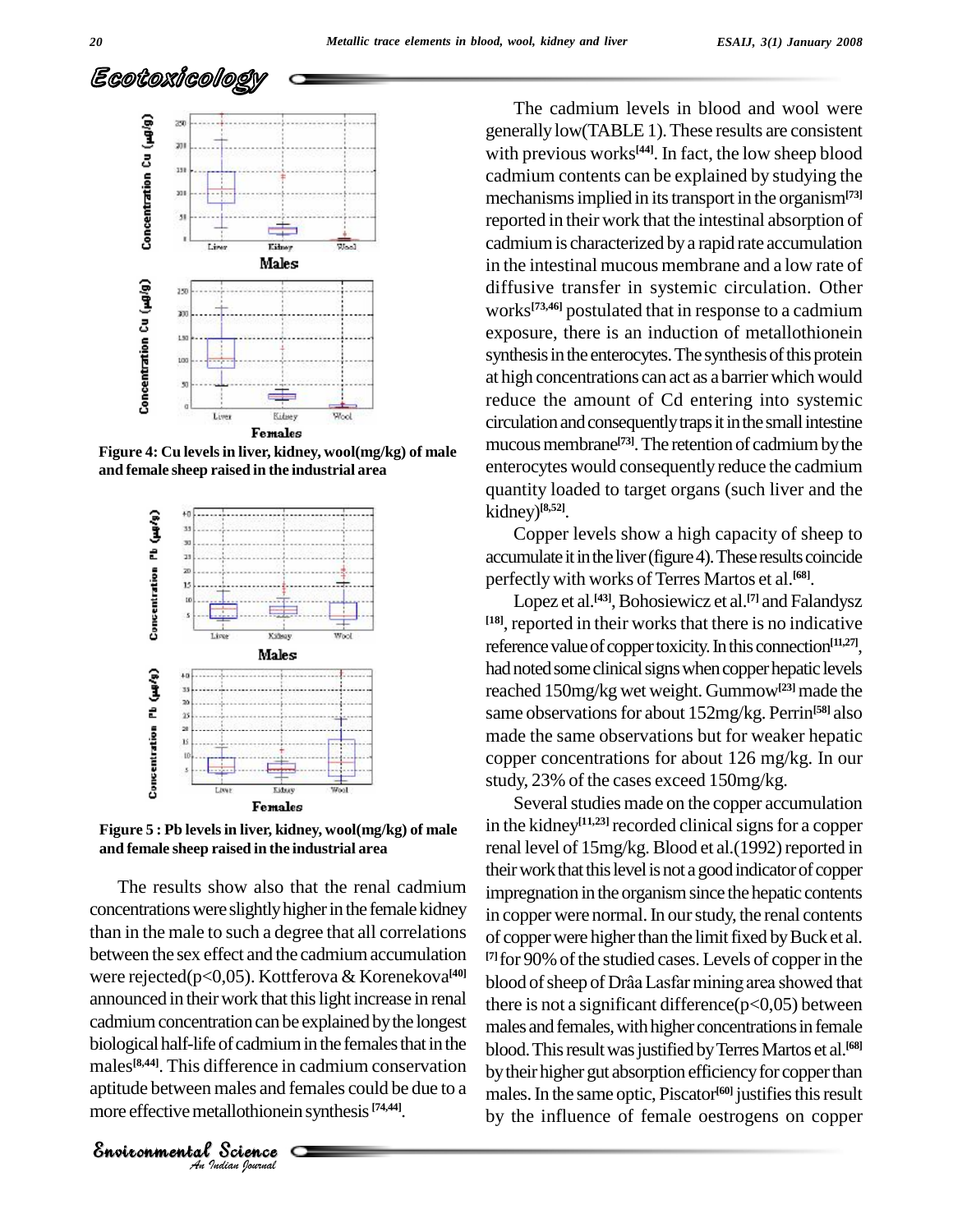Figure 4: Cu levels in liver, kidney, wool(mg/kg) of male and female sheep raised in the industrial area

Figure 5 : Pb levels in liver, kidney, wool(mg/kg) of male and female sheep raised in the industrial area

The results show also that the renal cadmium concentrations were slightly higher in the female kidney than in the male to such a degree that all correlations between the sex effect and the cadmium accumulation were rejected($p<0,05$). Kottferova & Korenekova[40] announced in their work that this light increase in renal cadmium concentration can be explained by the longest biological half-life of cadmium in the females that in the males[8,44]. This difference in cadmium conservation aptitude between males and females could be due to a more effective metallothionein synthesis [74,44].

The cadmium levels in blood and wool were generally low(TABLE 1). These results are consistent with previous works[44]. In fact, the low sheep blood cadmium contents can be explained by studying the mechanisms implied in its transport in the organism[73] reported in their work that the intestinal absorption of cadmium is characterized by a rapid rate accumulation in the intestinal mucous membrane and a low rate of diffusive transfer in systemic circulation. Other works[73,46] postulated that in response to a cadmium exposure, there is an induction of metallothionein synthesis in the enterocytes. The synthesis of this protein at high concentrations can act as a barrier which would reduce the amount of Cd entering into systemic circulation and consequently traps it in the small intestine mucous membrane[73]. The retention of cadmium by the enterocytes would consequently reduce the cadmium quantity loaded to target organs (such liver and the kidney)[8,52].

Copper levels show a high capacity of sheep to accumulate it in the liver (figure 4). These results coincide perfectly with works of Terres Martos et al.[68].

Lopez et al.[43], Bohosiewicz et al.[7] and Falandysz [18], reported in their works that there is no indicative reference value of copper toxicity. In this connection[11,27], had noted some clinical signs when copper hepatic levels reached 150mg/kg wet weight. Gummow[23] made the same observations for about 152mg/kg. Perrin[58] also made the same observations but for weaker hepatic copper concentrations for about 126 mg/kg. In our study, 23% of the cases exceed 150mg/kg.

Several studies made on the copper accumulation in the kidney[11,23] recorded clinical signs for a copper renal level of 15mg/kg. Blood et al.(1992) reported in their work that this level is not a good indicator of copper impregnation in the organism since the hepatic contents in copper were normal. In our study, the renal contents of copper were higher than the limit fixed by Buck et al. [7] for 90% of the studied cases. Levels of copper in the blood of sheep of Drâa Lasfar mining area showed that there is not a significant difference($p<0,05$) between males and females, with higher concentrations in female blood. This result was justified by Terres Martos et al.[68] by their higher gut absorption efficiency for copper than males. In the same optic, Piscator[60] justifies this result by the influence of female oestrogens on copper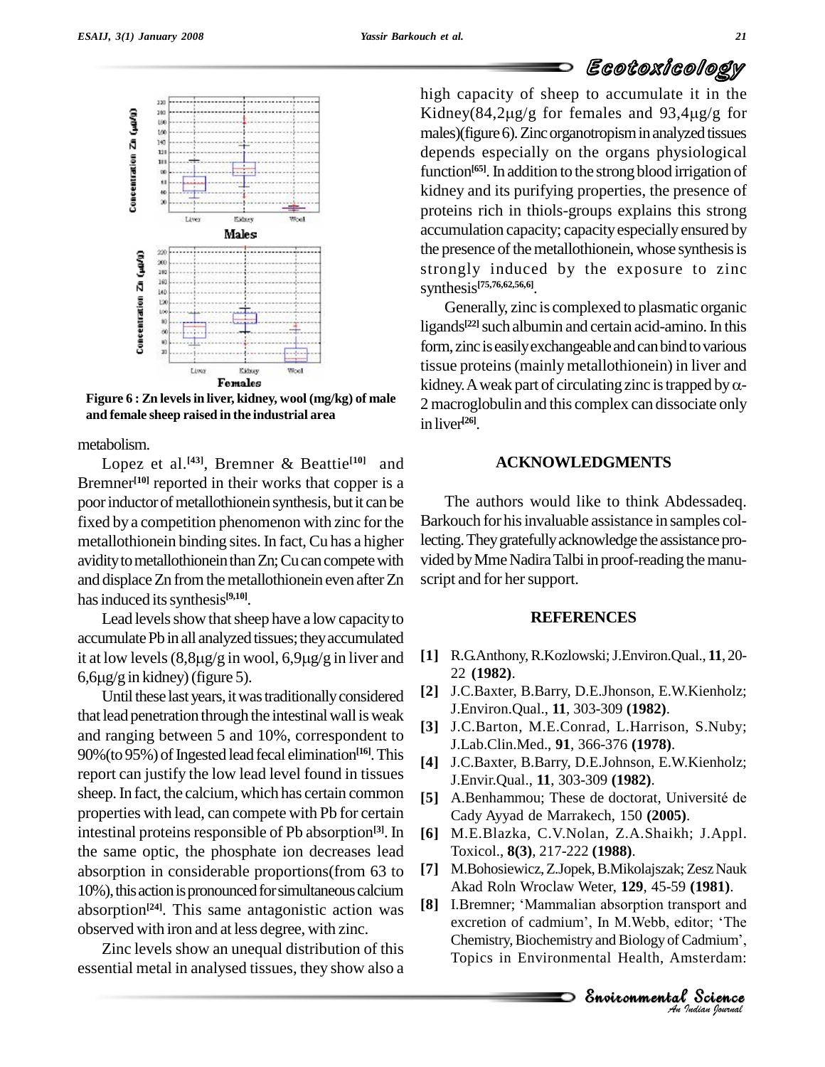Figure 6 : Zn levels in liver, kidney, wool (mg/kg) of male and female sheep raised in the industrial area

metabolism.

Lopez et al.[43], Bremner & Beattie[10] and Bremner[10] reported in their works that copper is a poor inductor of metallothionein synthesis, but it can be fixed by a competition phenomenon with zinc for the metallothionein binding sites. In fact, Cu has a higher avidity to metallothionein than Zn; Cu can compete with and displace Zn from the metallothionein even after Zn has induced its synthesis[9,10].

Lead levels show that sheep have a low capacity to accumulate Pb in all analyzed tissues; they accumulated it at low levels (8,8µg/g in wool, 6,9µg/g in liver and 6,6µg/g in kidney) (figure 5).

Until these last years, it was traditionally considered that lead penetration through the intestinal wall is weak and ranging between 5 and 10%, correspondent to 90%(to 95%) of Ingested lead fecal elimination[16]. This report can justify the low lead level found in tissues sheep. In fact, the calcium, which has certain common properties with lead, can compete with Pb for certain intestinal proteins responsible of Pb absorption[3]. In the same optic, the phosphate ion decreases lead absorption in considerable proportions(from 63 to 10%), this action is pronounced for simultaneous calcium absorption[24]. This same antagonistic action was observed with iron and at less degree, with zinc.

Zinc levels show an unequal distribution of this essential metal in analysed tissues, they show also a high capacity of sheep to accumulate it in the Kidney(84,2µg/g for females and 93,4µg/g for males)(figure 6). Zinc organotropism in analyzed tissues depends especially on the organs physiological function[65]. In addition to the strong blood irrigation of kidney and its purifying properties, the presence of proteins rich in thiols-groups explains this strong accumulation capacity; capacity especially ensured by the presence of the metallothionein, whose synthesis is strongly induced by the exposure to zinc synthesis[75,76,62,56,6].

Generally, zinc is complexed to plasmatic organic ligands[22] such albumin and certain acid-amino. In this form, zinc is easily exchangeable and can bind to various tissue proteins (mainly metallothionein) in liver and kidney. A weak part of circulating zinc is trapped by $\alpha$-2 macroglobulin and this complex can dissociate only in liver[26].

## ACKNOWLEDGMENTS

The authors would like to think Abdessadeq. Barkouch for his invaluable assistance in samples collecting. They gratefully acknowledge the assistance provided by Mme Nadira Talbi in proof-reading the manuscript and for her support.

## REFERENCES

- [1] R.G.Anthony, R.Kozlowski; J.Environ.Qual., **11**, 20-22 **(1982)**.
- [2] J.C.Baxter, B.Barry, D.E.Jhonson, E.W.Kienholz; J.Environ.Qual., **11**, 303-309 **(1982)**.
- [3] J.C.Barton, M.E.Conrad, L.Harrison, S.Nuby; J.Lab.Clin.Med., **91**, 366-376 **(1978)**.
- [4] J.C.Baxter, B.Barry, D.E.Johnson, E.W.Kienholz; J.Envir.Qual., **11**, 303-309 **(1982)**.
- [5] A.Benhammou; These de doctorat, Université de Cady Ayyad de Marrakech, 150 **(2005)**.
- [6] M.E.Blazka, C.V.Nolan, Z.A.Shaikh; J.Appl. Toxicol., **8(3)**, 217-222 **(1988)**.
- [7] M.Bohosiewicz, Z.Jopek, B.Mikolajszak; Zesz Nauk Akad Roln Wroclaw Weter, **129**, 45-59 **(1981)**.
- [8] I.Bremner; 'Mammalian absorption transport and excretion of cadmium', In M.Webb, editor; 'The Chemistry, Biochemistry and Biology of Cadmium', Topics in Environmental Health, Amsterdam: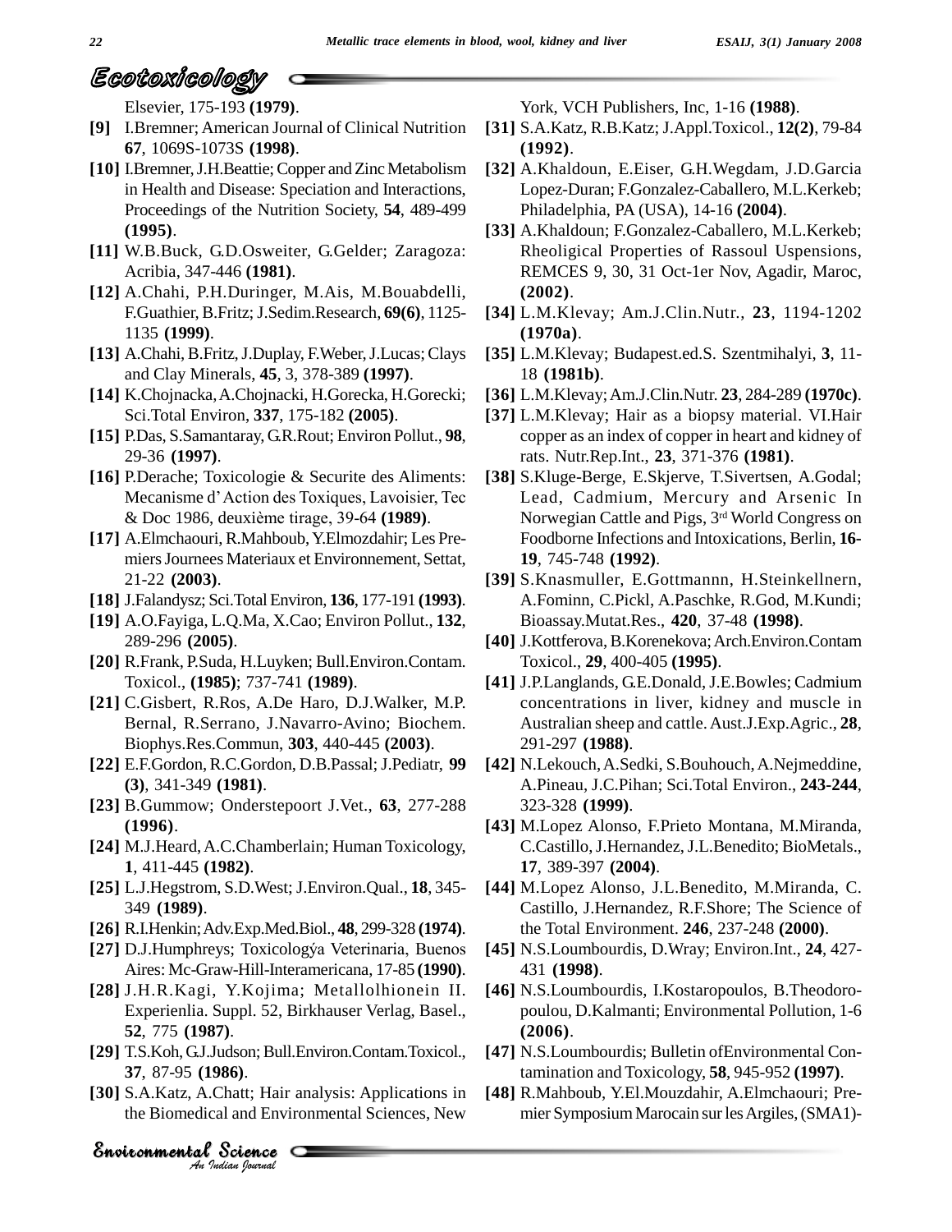Elsevier, 175-193 **(1979)**.

**[9]** I.Bremner; American Journal of Clinical Nutrition **67**, 1069S-1073S **(1998)**.

**[10]** I.Bremner, J.H.Beattie; Copper and Zinc Metabolism in Health and Disease: Speciation and Interactions, Proceedings of the Nutrition Society, **54**, 489-499 **(1995)**.

**[11]** W.B.Buck, G.D.Osweiter, G.Gelder; Zaragoza: Acribia, 347-446 **(1981)**.

**[12]** A.Chahi, P.H.Duringer, M.Ais, M.Bouabdelli, F.Guathier, B.Fritz; J.Sedim.Research, **69(6)**, 1125-1135 **(1999)**.

**[13]** A.Chahi, B.Fritz, J.Duplay, F.Weber, J.Lucas; Clays and Clay Minerals, **45**, 3, 378-389 **(1997)**.

**[14]** K.Chojnacka, A.Chojnacki, H.Gorecka, H.Gorecki; Sci.Total Environ, **337**, 175-182 **(2005)**.

**[15]** P.Das, S.Samantaray, G.R.Rout; Environ Pollut., **98**, 29-36 **(1997)**.

**[16]** P.Derache; Toxicologie & Securite des Aliments: Mecanisme d'Action des Toxiques, Lavoisier, Tec & Doc 1986, deuxième tirage, 39-64 **(1989)**.

**[17]** A.Elmchaouri, R.Mahboub, Y.Elmozdahir; Les Premiers Journees Materiaux et Environnement, Settat, 21-22 **(2003)**.

**[18]** J.Falandysz; Sci.Total Environ, **136**, 177-191 **(1993)**.

**[19]** A.O.Fayiga, L.Q.Ma, X.Cao; Environ Pollut., **132**, 289-296 **(2005)**.

**[20]** R.Frank, P.Suda, H.Luyken; Bull.Environ.Contam. Toxicol., **(1985)**; 737-741 **(1989)**.

**[21]** C.Gisbert, R.Ros, A.De Haro, D.J.Walker, M.P. Bernal, R.Serrano, J.Navarro-Avino; Biochem. Biophys.Res.Commun, **303**, 440-445 **(2003)**.

**[22]** E.F.Gordon, R.C.Gordon, D.B.Passal; J.Pediatr, **99 (3)**, 341-349 **(1981)**.

**[23]** B.Gummow; Onderstepoort J.Vet., **63**, 277-288 **(1996)**.

**[24]** M.J.Heard, A.C.Chamberlain; Human Toxicology, **1**, 411-445 **(1982)**.

**[25]** L.J.Hegstrom, S.D.West; J.Environ.Qual., **18**, 345-349 **(1989)**.

**[26]** R.I.Henkin; Adv.Exp.Med.Biol., **48**, 299-328 **(1974)**.

**[27]** D.J.Humphreys; Toxicologýa Veterinaria, Buenos Aires: Mc-Graw-Hill-Interamericana, 17-85 **(1990)**.

**[28]** J.H.R.Kagi, Y.Kojima; Metallolhionein II. Experienlia. Suppl. 52, Birkhauser Verlag, Basel., **52**, 775 **(1987)**.

**[29]** T.S.Koh, G.J.Judson; Bull.Environ.Contam.Toxicol., **37**, 87-95 **(1986)**.

**[30]** S.A.Katz, A.Chatt; Hair analysis: Applications in the Biomedical and Environmental Sciences, New York, VCH Publishers, Inc, 1-16 **(1988)**.

**[31]** S.A.Katz, R.B.Katz; J.Appl.Toxicol., **12(2)**, 79-84 **(1992)**.

**[32]** A.Khaldoun, E.Eiser, G.H.Wegdam, J.D.Garcia Lopez-Duran; F.Gonzalez-Caballero, M.L.Kerkeb; Philadelphia, PA (USA), 14-16 **(2004)**.

**[33]** A.Khaldoun; F.Gonzalez-Caballero, M.L.Kerkeb; Rheological Properties of Rassoul Uspensions, REMCES 9, 30, 31 Oct-1er Nov, Agadir, Maroc, **(2002)**.

**[34]** L.M.Klevay; Am.J.Clin.Nutr., **23**, 1194-1202 **(1970a)**.

**[35]** L.M.Klevay; Budapest.ed.S. Szentmihalyi, **3**, 11-18 **(1981b)**.

**[36]** L.M.Klevay; Am.J.Clin.Nutr. **23**, 284-289 **(1970c)**.

**[37]** L.M.Klevay; Hair as a biopsy material. VI.Hair copper as an index of copper in heart and kidney of rats. Nutr.Rep.Int., **23**, 371-376 **(1981)**.

**[38]** S.Kluge-Berge, E.Skjerve, T.Sivertsen, A.Godal; Lead, Cadmium, Mercury and Arsenic In Norwegian Cattle and Pigs, 3rd World Congress on Foodborne Infections and Intoxications, Berlin, **16-19**, 745-748 **(1992)**.

**[39]** S.Knasmuller, E.Gottmannn, H.Steinkellnern, A.Fominn, C.Pickl, A.Paschke, R.God, M.Kundi; Bioassay.Mutat.Res., **420**, 37-48 **(1998)**.

**[40]** J.Kottferova, B.Korenekova; Arch.Environ.Contam Toxicol., **29**, 400-405 **(1995)**.

**[41]** J.P.Langlands, G.E.Donald, J.E.Bowles; Cadmium concentrations in liver, kidney and muscle in Australian sheep and cattle. Aust.J.Exp.Agric., **28**, 291-297 **(1988)**.

**[42]** N.Lekouch, A.Sedki, S.Bouhouch, A.Nejmeddine, A.Pineau, J.C.Pihan; Sci.Total Environ., **243-244**, 323-328 **(1999)**.

**[43]** M.Lopez Alonso, F.Prieto Montana, M.Miranda, C.Castillo, J.Hernandez, J.L.Benedito; BioMetals., **17**, 389-397 **(2004)**.

**[44]** M.Lopez Alonso, J.L.Benedito, M.Miranda, C. Castillo, J.Hernandez, R.F.Shore; The Science of the Total Environment. **246**, 237-248 **(2000)**.

**[45]** N.S.Loumbourdis, D.Wray; Environ.Int., **24**, 427-431 **(1998)**.

**[46]** N.S.Loumbourdis, I.Kostaropoulos, B.Theodoropoulou, D.Kalmanti; Environmental Pollution, 1-6 **(2006)**.

**[47]** N.S.Loumbourdis; Bulletin ofEnvironmental Contamination and Toxicology, **58**, 945-952 **(1997)**.

**[48]** R.Mahboub, Y.El.Mouzdahir, A.Elmchaouri; Premier Symposium Marocain sur les Argiles, (SMA1)-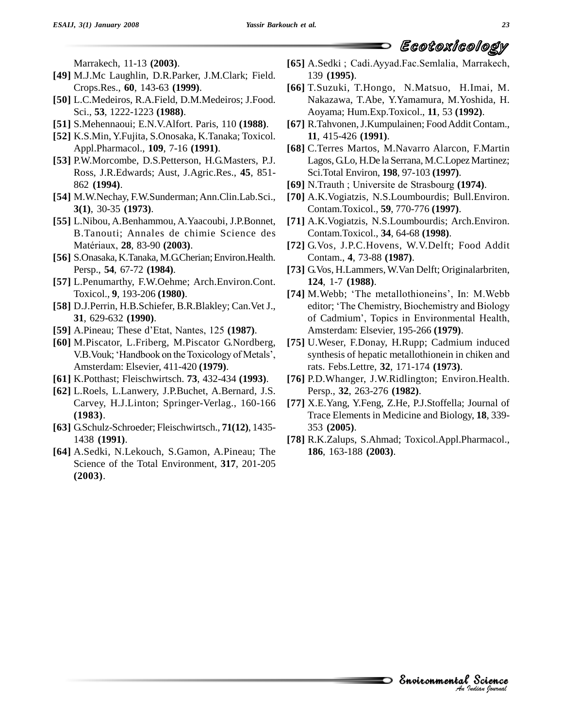Marrakech, 11-13 **(2003)**.

**[49]** M.J.Mc Laughlin, D.R.Parker, J.M.Clark; Field. Crops.Res., **60**, 143-63 **(1999)**.

**[50]** L.C.Medeiros, R.A.Field, D.M.Medeiros; J.Food. Sci., **53**, 1222-1223 **(1988)**.

**[51]** S.Mehennaoui; E.N.V.Alfort. Paris, 110 **(1988)**.

**[52]** K.S.Min, Y.Fujita, S.Onosaka, K.Tanaka; Toxicol. Appl.Pharmacol., **109**, 7-16 **(1991)**.

**[53]** P.W.Morcombe, D.S.Petterson, H.G.Masters, P.J. Ross, J.R.Edwards; Aust, J.Agric.Res., **45**, 851-862 **(1994)**.

**[54]** M.W.Nechay, F.W.Sunderman; Ann.Clin.Lab.Sci., **3(1)**, 30-35 **(1973)**.

**[55]** L.Nibou, A.Benhammou, A.Yaacoubi, J.P.Bonnet, B.Tanouti; Annales de chimie Science des Matériaux, **28**, 83-90 **(2003)**.

**[56]** S.Onasaka, K.Tanaka, M.G.Cherian; Environ.Health. Persp., **54**, 67-72 **(1984)**.

**[57]** L.Penumarthy, F.W.Oehme; Arch.Environ.Cont. Toxicol., **9**, 193-206 **(1980)**.

**[58]** D.J.Perrin, H.B.Schiefer, B.R.Blakley; Can.Vet J., **31**, 629-632 **(1990)**.

**[59]** A.Pineau; These d'Etat, Nantes, 125 **(1987)**.

**[60]** M.Piscator, L.Friberg, M.Piscator G.Nordberg, V.B.Vouk; 'Handbook on the Toxicology of Metals', Amsterdam: Elsevier, 411-420 **(1979)**.

**[61]** K.Potthast; Fleischwirtsch. **73**, 432-434 **(1993)**.

**[62]** L.Roels, L.Lanwery, J.P.Buchet, A.Bernard, J.S. Carvey, H.J.Linton; Springer-Verlag., 160-166 **(1983)**.

**[63]** G.Schulz-Schroeder; Fleischwirtsch., **71(12)**, 1435-1438 **(1991)**.

**[64]** A.Sedki, N.Lekouch, S.Gamon, A.Pineau; The Science of the Total Environment, **317**, 201-205 **(2003)**.

**[65]** A.Sedki ; Cadi.Ayyad.Fac.Semlalia, Marrakech, 139 **(1995)**.

**[66]** T.Suzuki, T.Hongo, N.Matsuo, H.Imai, M. Nakazawa, T.Abe, Y.Yamamura, M.Yoshida, H. Aoyama; Hum.Exp.Toxicol., **11**, 53 **(1992)**.

**[67]** R.Tahvonen, J.Kumpulainen; Food Addit Contam., **11**, 415-426 **(1991)**.

**[68]** C.Terres Martos, M.Navarro Alarcon, F.Martin Lagos, G.Lo, H.De la Serrana, M.C.Lopez Martinez; Sci.Total Environ, **198**, 97-103 **(1997)**.

**[69]** N.Trauth ; Universite de Strasbourg **(1974)**.

**[70]** A.K.Vogiatzis, N.S.Loumbourdis; Bull.Environ. Contam.Toxicol., **59**, 770-776 **(1997)**.

**[71]** A.K.Vogiatzis, N.S.Loumbourdis; Arch.Environ. Contam.Toxicol., **34**, 64-68 **(1998)**.

**[72]** G.Vos, J.P.C.Hovens, W.V.Delft; Food Addit Contam., **4**, 73-88 **(1987)**.

**[73]** G.Vos, H.Lammers, W.Van Delft; Originalarbriten, **124**, 1-7 **(1988)**.

**[74]** M.Webb; 'The metallothioneins', In: M.Webb editor; 'The Chemistry, Biochemistry and Biology of Cadmium', Topics in Environmental Health, Amsterdam: Elsevier, 195-266 **(1979)**.

**[75]** U.Weser, F.Donay, H.Rupp; Cadmium induced synthesis of hepatic metallothionein in chiken and rats. Febs.Lettre, **32**, 171-174 **(1973)**.

**[76]** P.D.Whanger, J.W.Ridlington; Environ.Health. Persp., **32**, 263-276 **(1982)**.

**[77]** X.E.Yang, Y.Feng, Z.He, P.J.Stoffella; Journal of Trace Elements in Medicine and Biology, **18**, 339-353 **(2005)**.

**[78]** R.K.Zalups, S.Ahmad; Toxicol.Appl.Pharmacol., **186**, 163-188 **(2003)**.